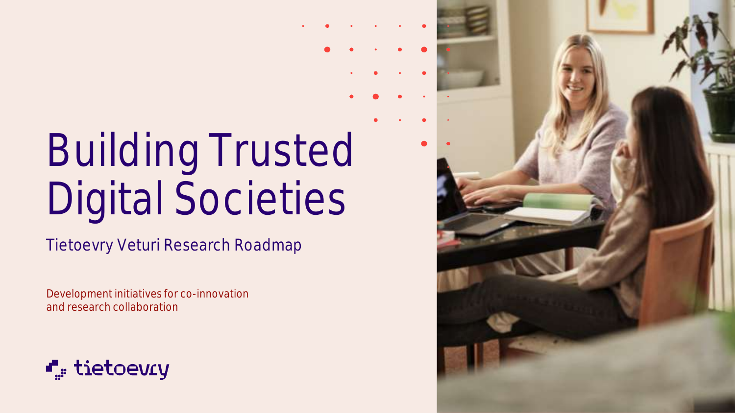# Building Trusted Digital Societies

## Tietoevry Veturi Research Roadmap

Development initiatives for co-innovation
and research collaboration

tietoevry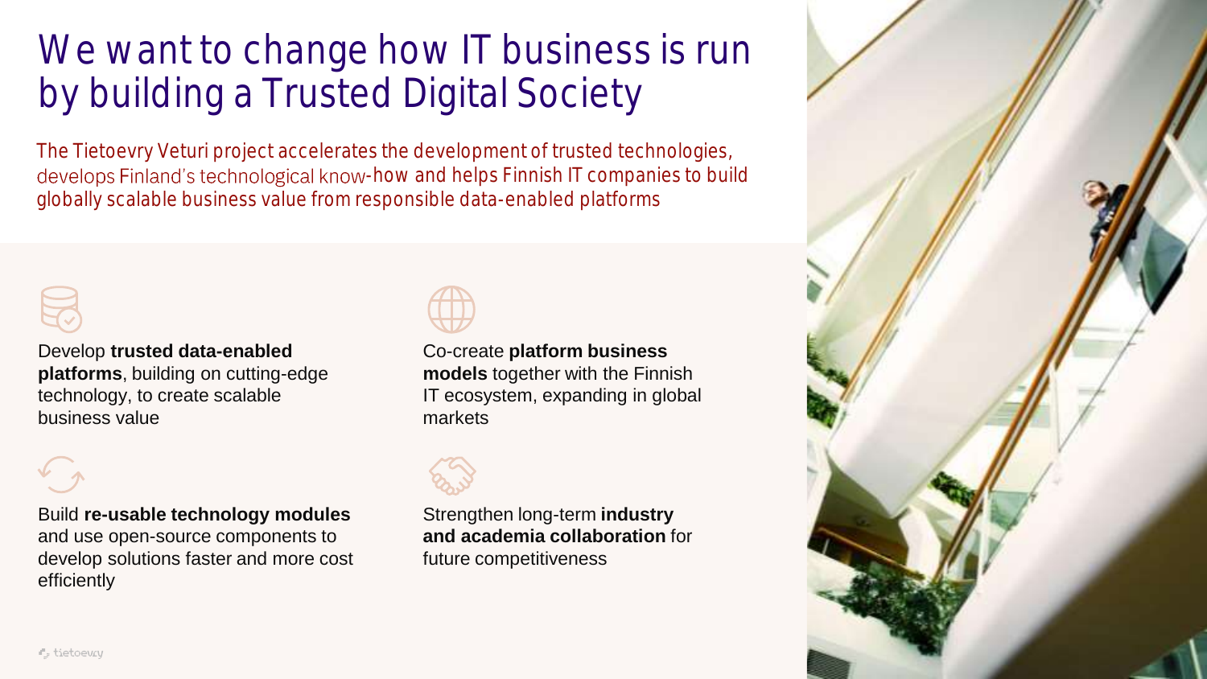# We want to change how IT business is run by building a Trusted Digital Society

The Tietoevry Veturi project accelerates the development of trusted technologies, develops Finland's technological know-how and helps Finnish IT companies to build globally scalable business value from responsible data-enabled platforms

Develop **trusted data-enabled platforms**, building on cutting-edge technology, to create scalable business value

Co-create **platform business models** together with the Finnish IT ecosystem, expanding in global markets

Build **re-usable technology modules** and use open-source components to develop solutions faster and more cost efficiently

Strengthen long-term **industry and academia collaboration** for future competitiveness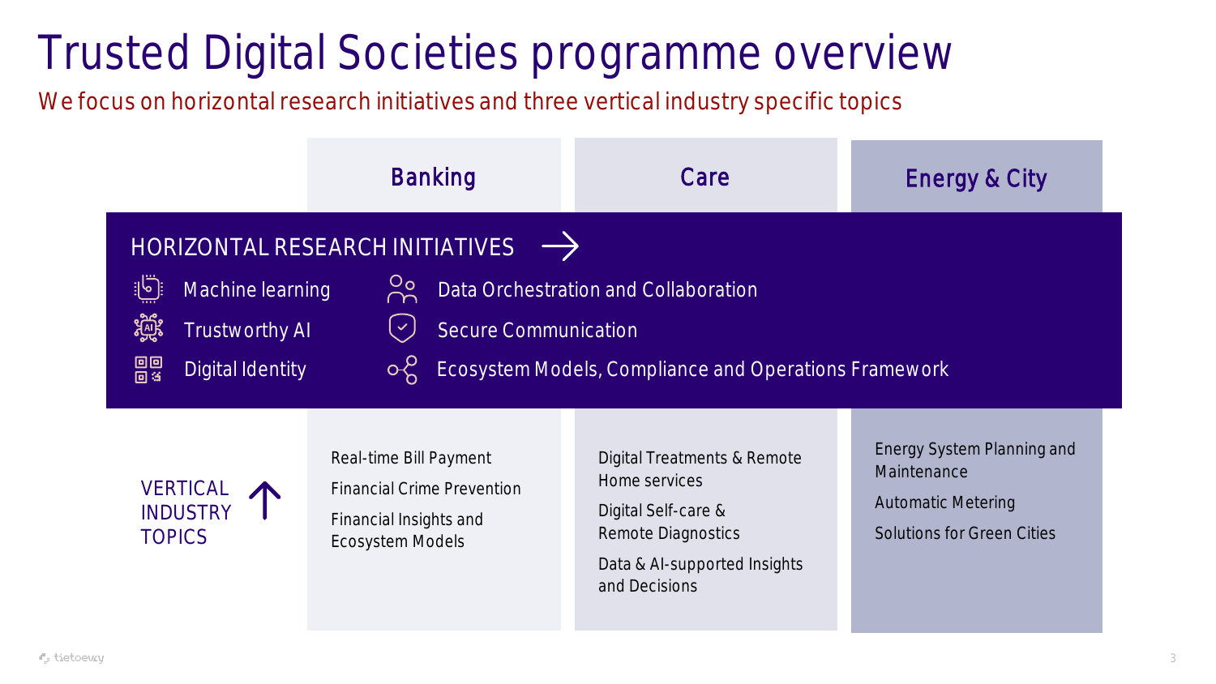# Trusted Digital Societies programme overview

We focus on horizontal research initiatives and three vertical industry specific topics

## HORIZONTAL RESEARCH INITIATIVES →

- Machine learning
- Trustworthy AI
- Digital Identity
- Data Orchestration and Collaboration
- Secure Communication
- Ecosystem Models, Compliance and Operations Framework

## VERTICAL INDUSTRY TOPICS ↑

| Banking | Care | Energy & City |
| --- | --- | --- |
| Real-time Bill Payment | Digital Treatments & Remote Home services | Energy System Planning and Maintenance |
| Financial Crime Prevention | Digital Self-care & Remote Diagnostics | Automatic Metering |
| Financial Insights and Ecosystem Models | Data & AI-supported Insights and Decisions | Solutions for Green Cities |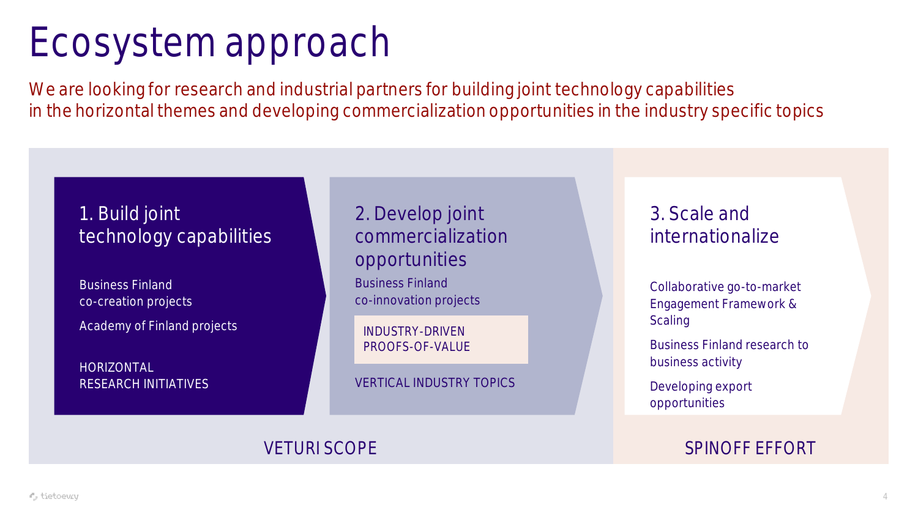# Ecosystem approach

We are looking for research and industrial partners for building joint technology capabilities in the horizontal themes and developing commercialization opportunities in the industry specific topics

## 1. Build joint technology capabilities

Business Finland co-creation projects

Academy of Finland projects

HORIZONTAL RESEARCH INITIATIVES

## 2. Develop joint commercialization opportunities

Business Finland co-innovation projects

INDUSTRY-DRIVEN PROOFS-OF-VALUE

VERTICAL INDUSTRY TOPICS

VETURI SCOPE

## 3. Scale and internationalize

Collaborative go-to-market Engagement Framework & Scaling

Business Finland research to business activity

Developing export opportunities

SPINOFF EFFORT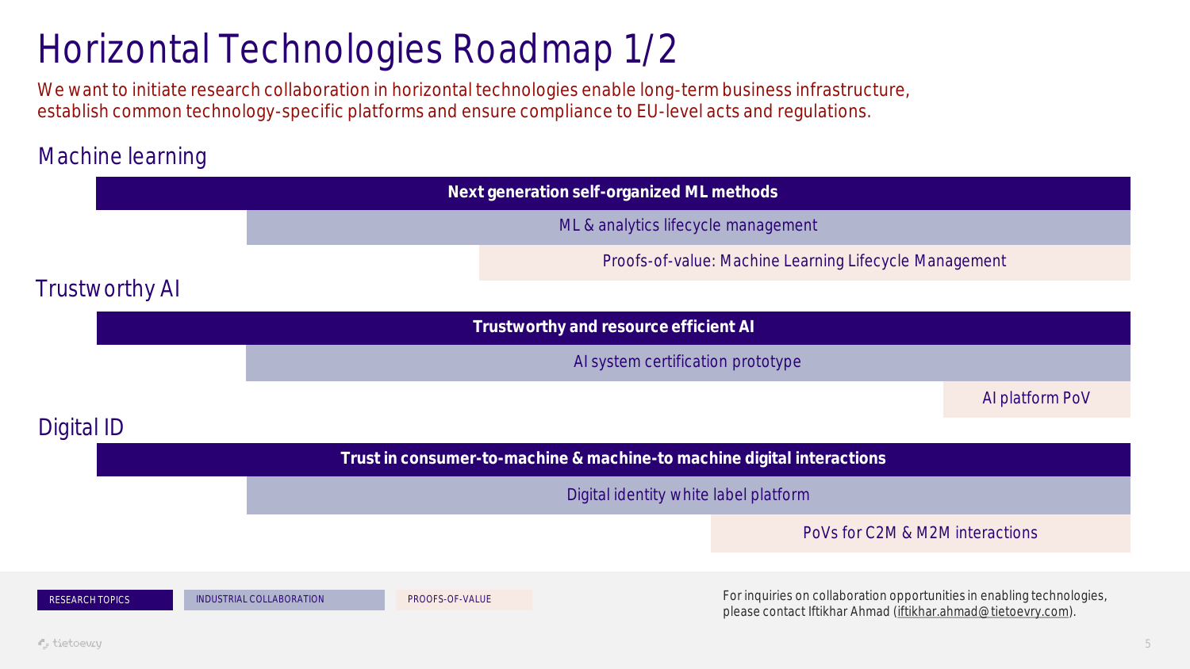# Horizontal Technologies Roadmap 1/2

We want to initiate research collaboration in horizontal technologies enable long-term business infrastructure, establish common technology-specific platforms and ensure compliance to EU-level acts and regulations.

## Machine learning

**Next generation self-organized ML methods**

ML & analytics lifecycle management

Proofs-of-value: Machine Learning Lifecycle Management

## Trustworthy AI

**Trustworthy and resource efficient AI**

AI system certification prototype

AI platform PoV

## Digital ID

**Trust in consumer-to-machine & machine-to machine digital interactions**

Digital identity white label platform

PoVs for C2M & M2M interactions

RESEARCH TOPICS | INDUSTRIAL COLLABORATION | PROOFS-OF-VALUE

For inquiries on collaboration opportunities in enabling technologies, please contact Iftikhar Ahmad (iftikhar.ahmad@tietoevry.com).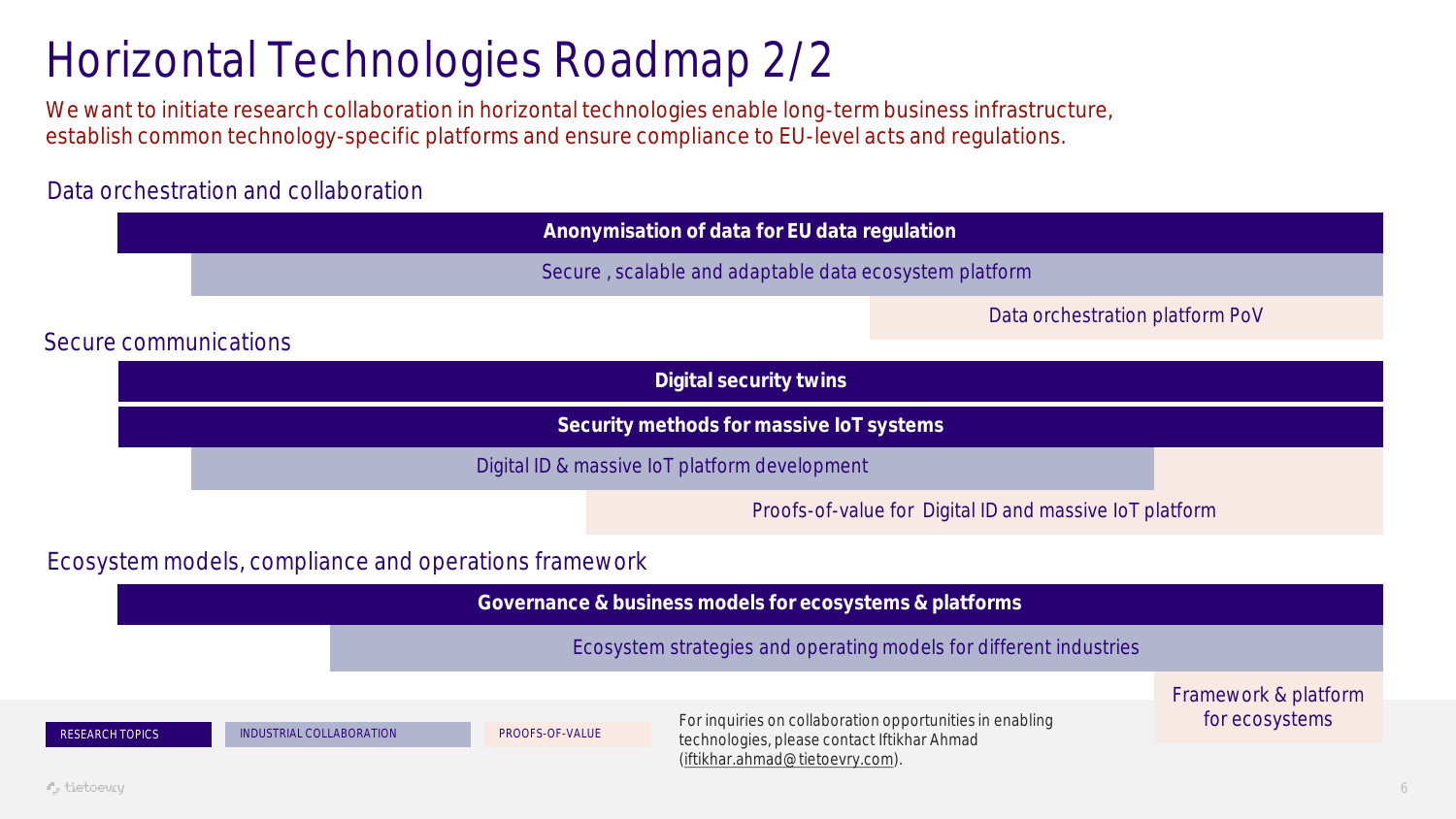# Horizontal Technologies Roadmap 2/2

We want to initiate research collaboration in horizontal technologies enable long-term business infrastructure, establish common technology-specific platforms and ensure compliance to EU-level acts and regulations.

## Data orchestration and collaboration

**Anonymisation of data for EU data regulation**

Secure , scalable and adaptable data ecosystem platform

Data orchestration platform PoV

## Secure communications

**Digital security twins**

**Security methods for massive IoT systems**

Digital ID & massive IoT platform development

Proofs-of-value for Digital ID and massive IoT platform

## Ecosystem models, compliance and operations framework

**Governance & business models for ecosystems & platforms**

Ecosystem strategies and operating models for different industries

Framework & platform for ecosystems

RESEARCH TOPICS | INDUSTRIAL COLLABORATION | PROOFS-OF-VALUE

For inquiries on collaboration opportunities in enabling technologies, please contact Iftikhar Ahmad (iftikhar.ahmad@tietoevry.com).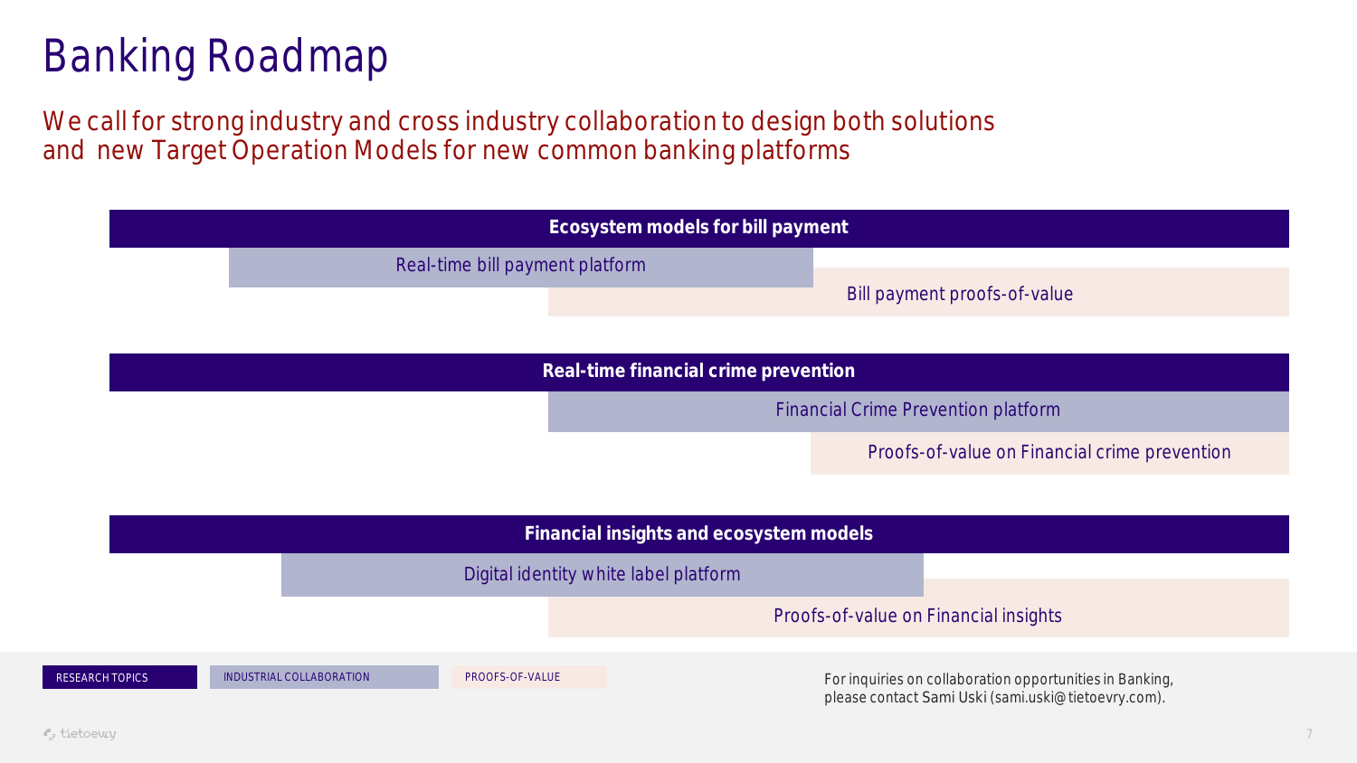# Banking Roadmap

We call for strong industry and cross industry collaboration to design both solutions and new Target Operation Models for new common banking platforms

## Ecosystem models for bill payment

- Real-time bill payment platform
- Bill payment proofs-of-value

## Real-time financial crime prevention

- Financial Crime Prevention platform
- Proofs-of-value on Financial crime prevention

## Financial insights and ecosystem models

- Digital identity white label platform
- Proofs-of-value on Financial insights

RESEARCH TOPICS | INDUSTRIAL COLLABORATION | PROOFS-OF-VALUE

For inquiries on collaboration opportunities in Banking, please contact Sami Uski (sami.uski@tietoevry.com).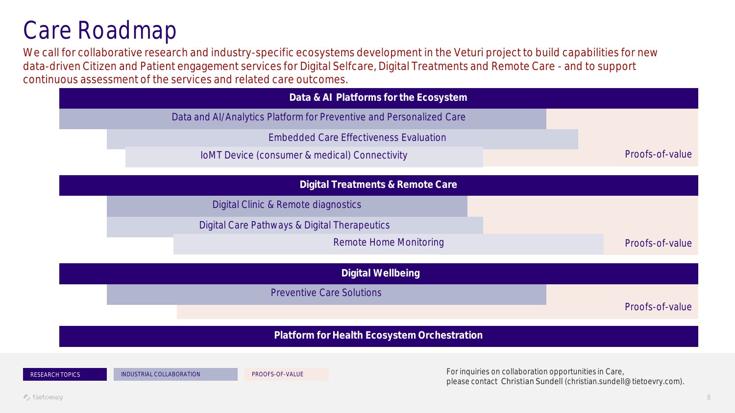# Care Roadmap

We call for collaborative research and industry-specific ecosystems development in the Veturi project to build capabilities for new data-driven Citizen and Patient engagement services for Digital Selfcare, Digital Treatments and Remote Care - and to support continuous assessment of the services and related care outcomes.

## Data & AI Platforms for the Ecosystem

- Data and AI/Analytics Platform for Preventive and Personalized Care
- Embedded Care Effectiveness Evaluation
- IoMT Device (consumer & medical) Connectivity

Proofs-of-value

## Digital Treatments & Remote Care

- Digital Clinic & Remote diagnostics
- Digital Care Pathways & Digital Therapeutics
- Remote Home Monitoring

Proofs-of-value

## Digital Wellbeing

- Preventive Care Solutions

Proofs-of-value

## Platform for Health Ecosystem Orchestration

RESEARCH TOPICS | INDUSTRIAL COLLABORATION | PROOFS-OF-VALUE

For inquiries on collaboration opportunities in Care, please contact Christian Sundell (christian.sundell@tietoevry.com).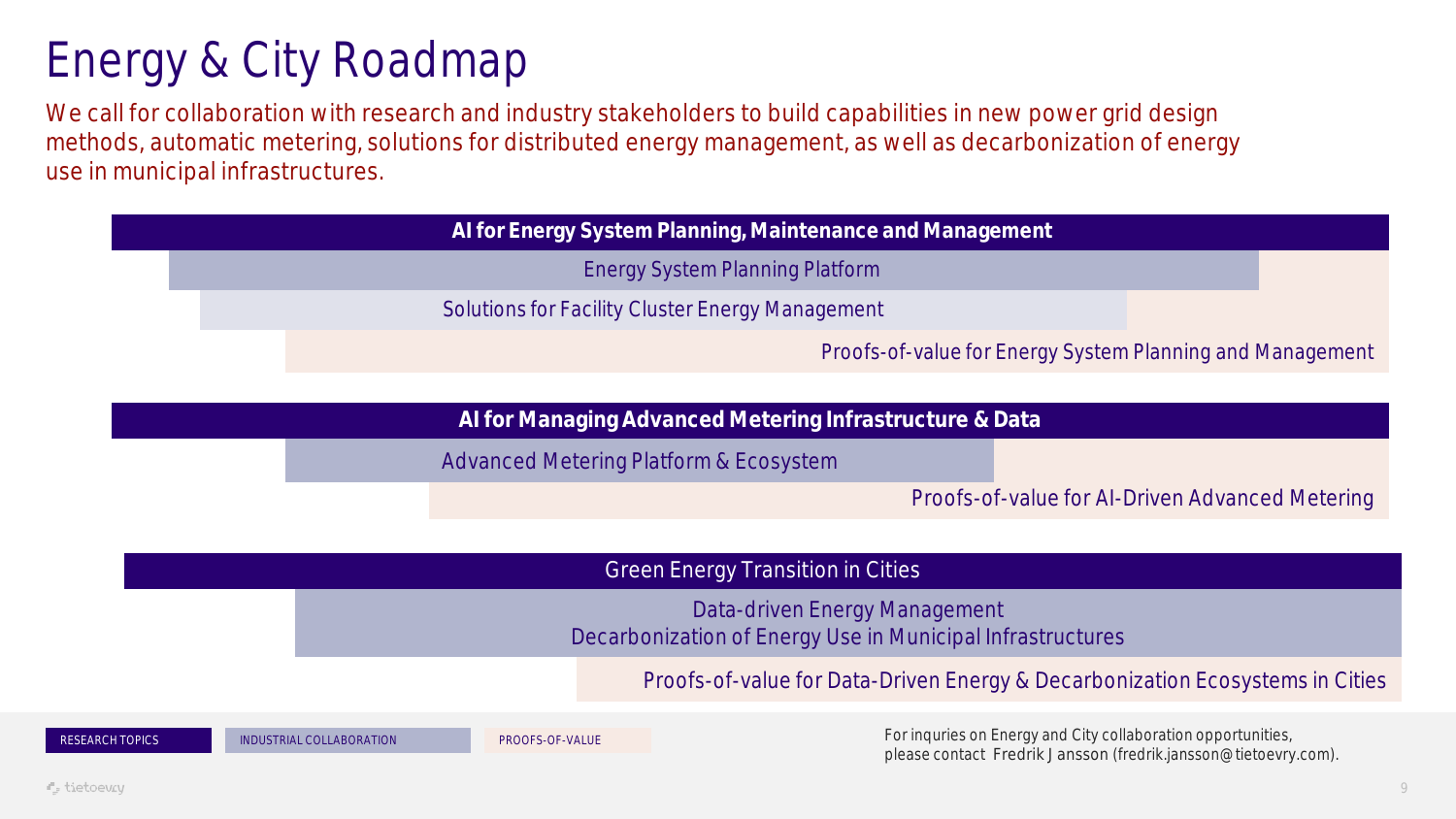# Energy & City Roadmap

We call for collaboration with research and industry stakeholders to build capabilities in new power grid design methods, automatic metering, solutions for distributed energy management, as well as decarbonization of energy use in municipal infrastructures.

## AI for Energy System Planning, Maintenance and Management

- Energy System Planning Platform
- Solutions for Facility Cluster Energy Management
- Proofs-of-value for Energy System Planning and Management

## AI for Managing Advanced Metering Infrastructure & Data

- Advanced Metering Platform & Ecosystem
- Proofs-of-value for AI-Driven Advanced Metering

## Green Energy Transition in Cities

- Data-driven Energy Management
- Decarbonization of Energy Use in Municipal Infrastructures
- Proofs-of-value for Data-Driven Energy & Decarbonization Ecosystems in Cities

RESEARCH TOPICS | INDUSTRIAL COLLABORATION | PROOFS-OF-VALUE

For inquries on Energy and City collaboration opportunities, please contact Fredrik Jansson (fredrik.jansson@tietoevry.com).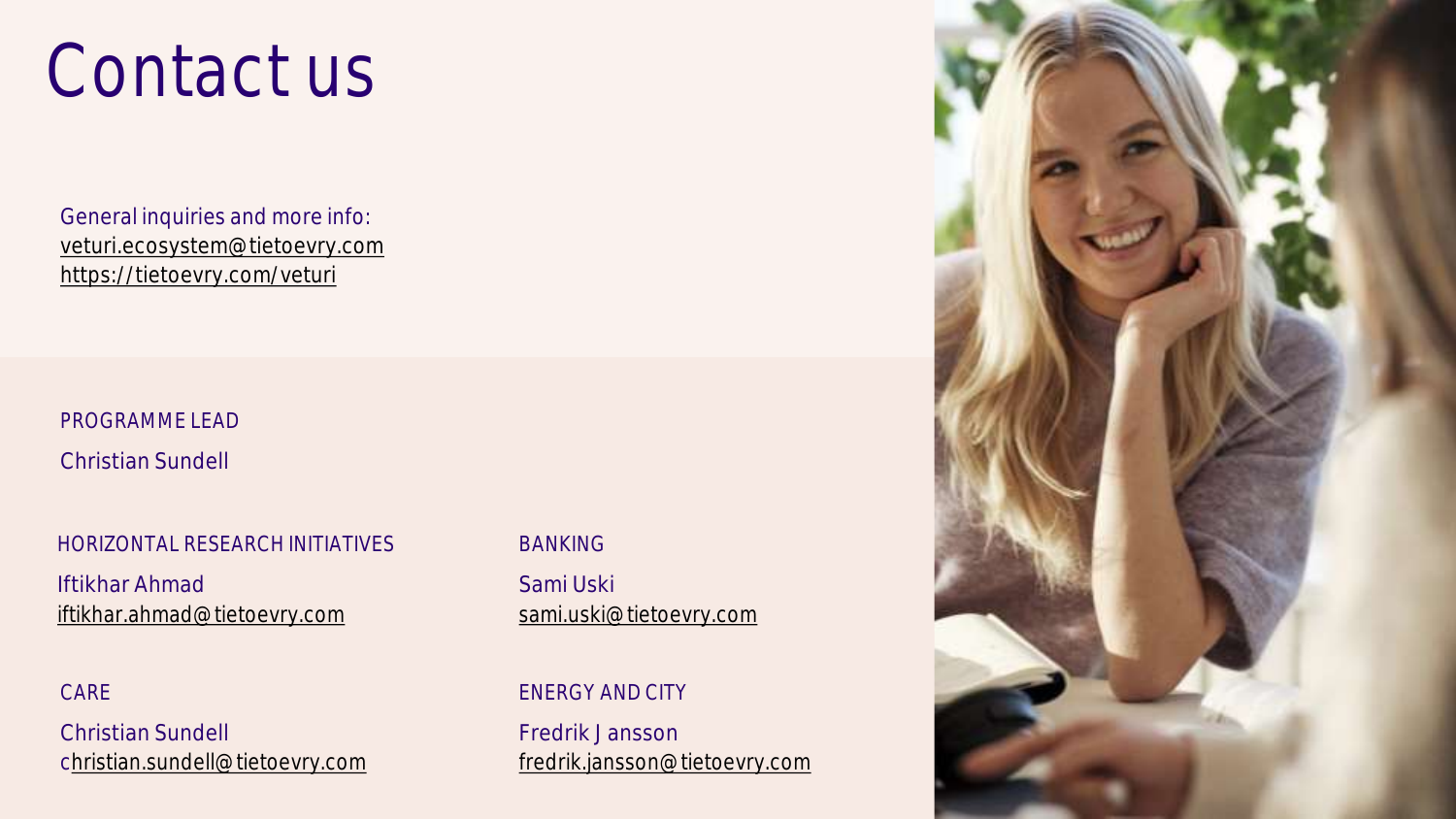# Contact us

General inquiries and more info:
veturi.ecosystem@tietoevry.com
https://tietoevry.com/veturi

PROGRAMME LEAD

Christian Sundell

HORIZONTAL RESEARCH INITIATIVES

Iftikhar Ahmad
iftikhar.ahmad@tietoevry.com

BANKING

Sami Uski
sami.uski@tietoevry.com

CARE

Christian Sundell
christian.sundell@tietoevry.com

ENERGY AND CITY

Fredrik Jansson
fredrik.jansson@tietoevry.com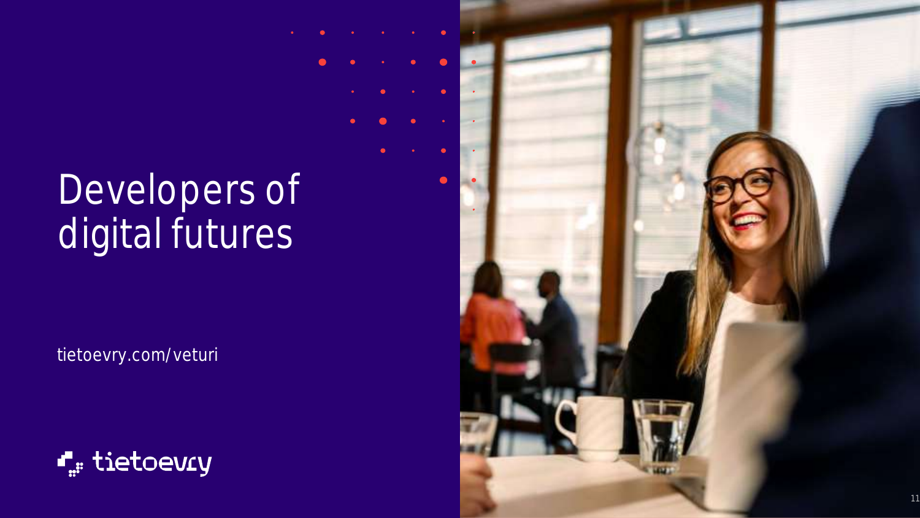# Developers of digital futures

tietoevry.com/veturi

tietoevry